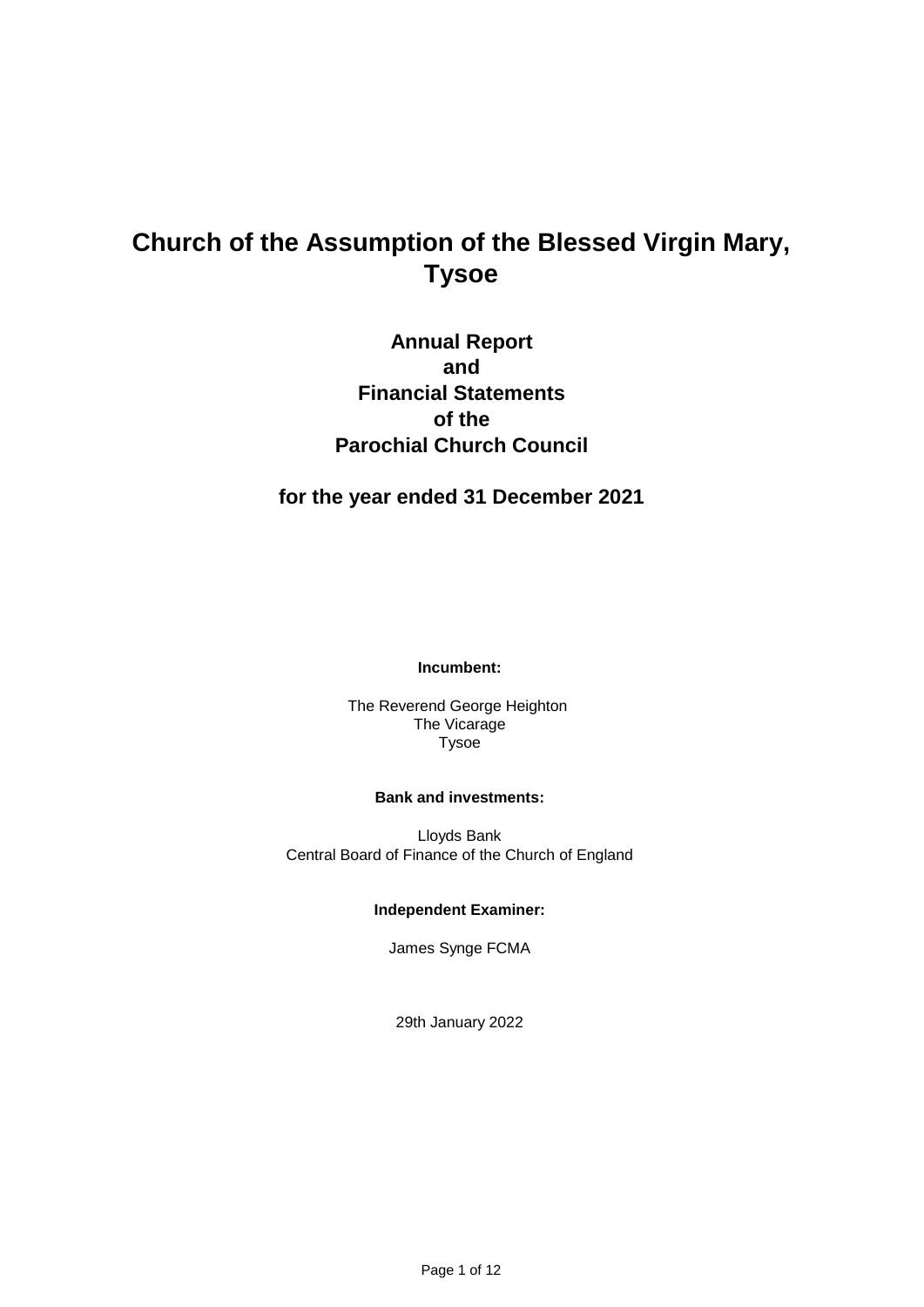# Church of the Assumption of the Blessed Virgin Mary, Tysoe

## Annual Report
## and
## Financial Statements
## of the
## Parochial Church Council

## for the year ended 31 December 2021

**Incumbent:**

The Reverend George Heighton
The Vicarage
Tysoe

**Bank and investments:**

Lloyds Bank
Central Board of Finance of the Church of England

**Independent Examiner:**

James Synge FCMA

29th January 2022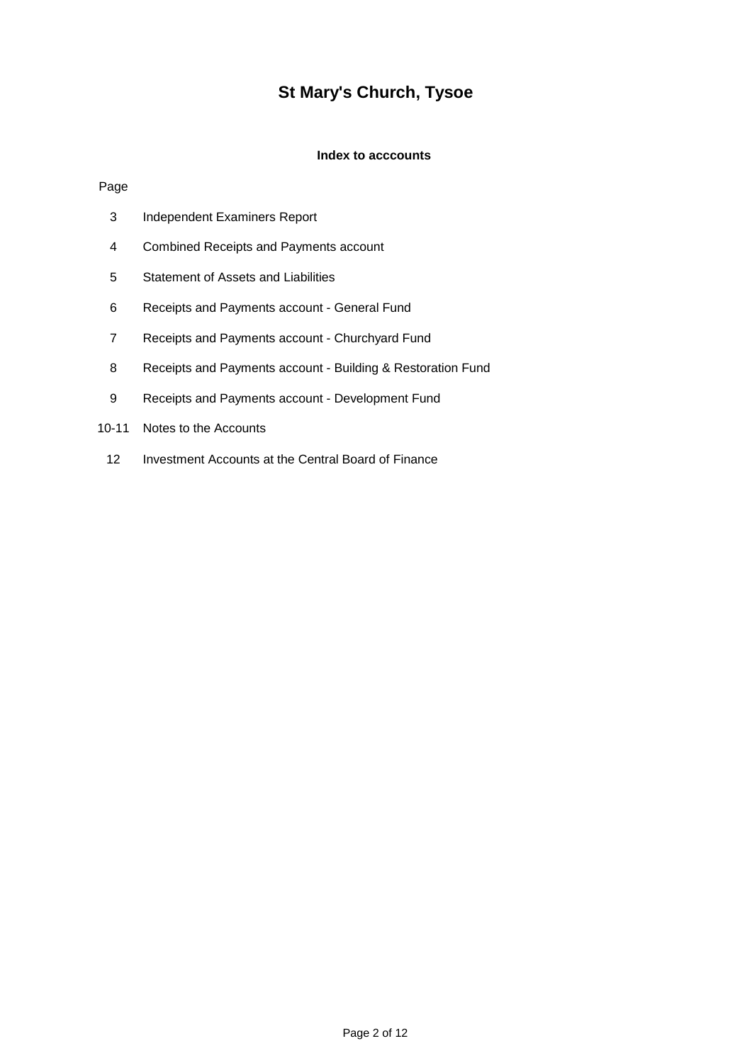# St Mary's Church, Tysoe

### Index to acccounts

| Page | |
|---|---|
| 3 | Independent Examiners Report |
| 4 | Combined Receipts and Payments account |
| 5 | Statement of Assets and Liabilities |
| 6 | Receipts and Payments account - General Fund |
| 7 | Receipts and Payments account - Churchyard Fund |
| 8 | Receipts and Payments account - Building & Restoration Fund |
| 9 | Receipts and Payments account - Development Fund |
| 10-11 | Notes to the Accounts |
| 12 | Investment Accounts at the Central Board of Finance |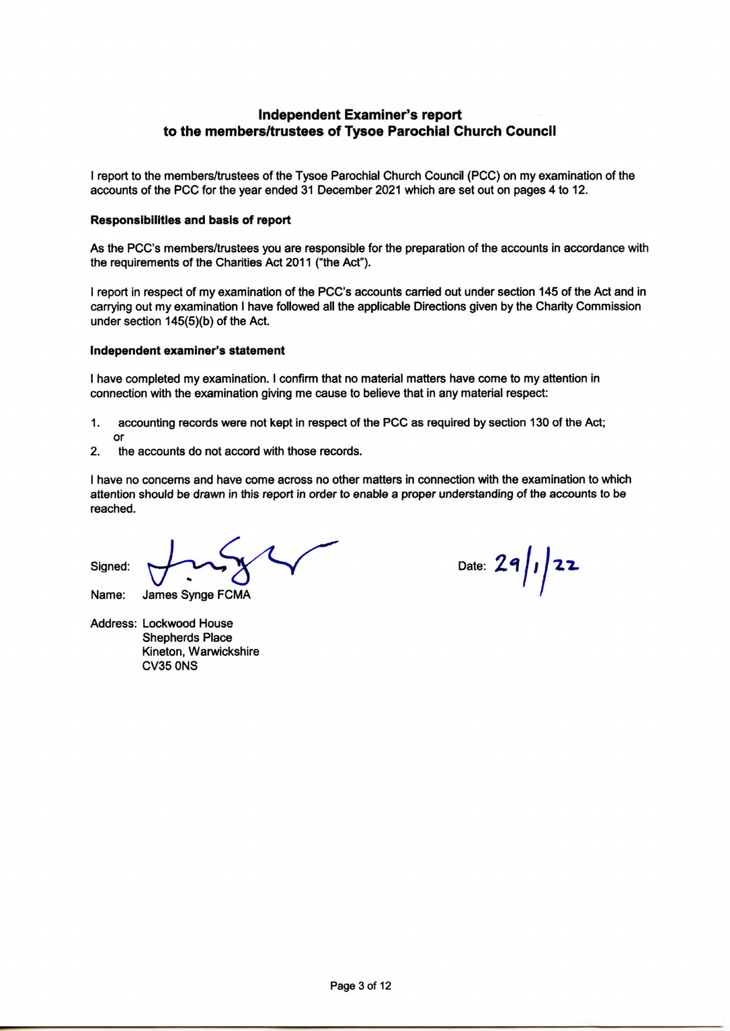## Independent Examiner's report to the members/trustees of Tysoe Parochial Church Council

I report to the members/trustees of the Tysoe Parochial Church Council (PCC) on my examination of the accounts of the PCC for the year ended 31 December 2021 which are set out on pages 4 to 12.

**Responsibilities and basis of report**

As the PCC's members/trustees you are responsible for the preparation of the accounts in accordance with the requirements of the Charities Act 2011 ("the Act").

I report in respect of my examination of the PCC's accounts carried out under section 145 of the Act and in carrying out my examination I have followed all the applicable Directions given by the Charity Commission under section 145(5)(b) of the Act.

**Independent examiner's statement**

I have completed my examination. I confirm that no material matters have come to my attention in connection with the examination giving me cause to believe that in any material respect:

1. accounting records were not kept in respect of the PCC as required by section 130 of the Act; or
2. the accounts do not accord with those records.

I have no concerns and have come across no other matters in connection with the examination to which attention should be drawn in this report in order to enable a proper understanding of the accounts to be reached.

Signed: [signature]

Date: 29/1/22

Name: James Synge FCMA

Address: Lockwood House
Shepherds Place
Kineton, Warwickshire
CV35 0NS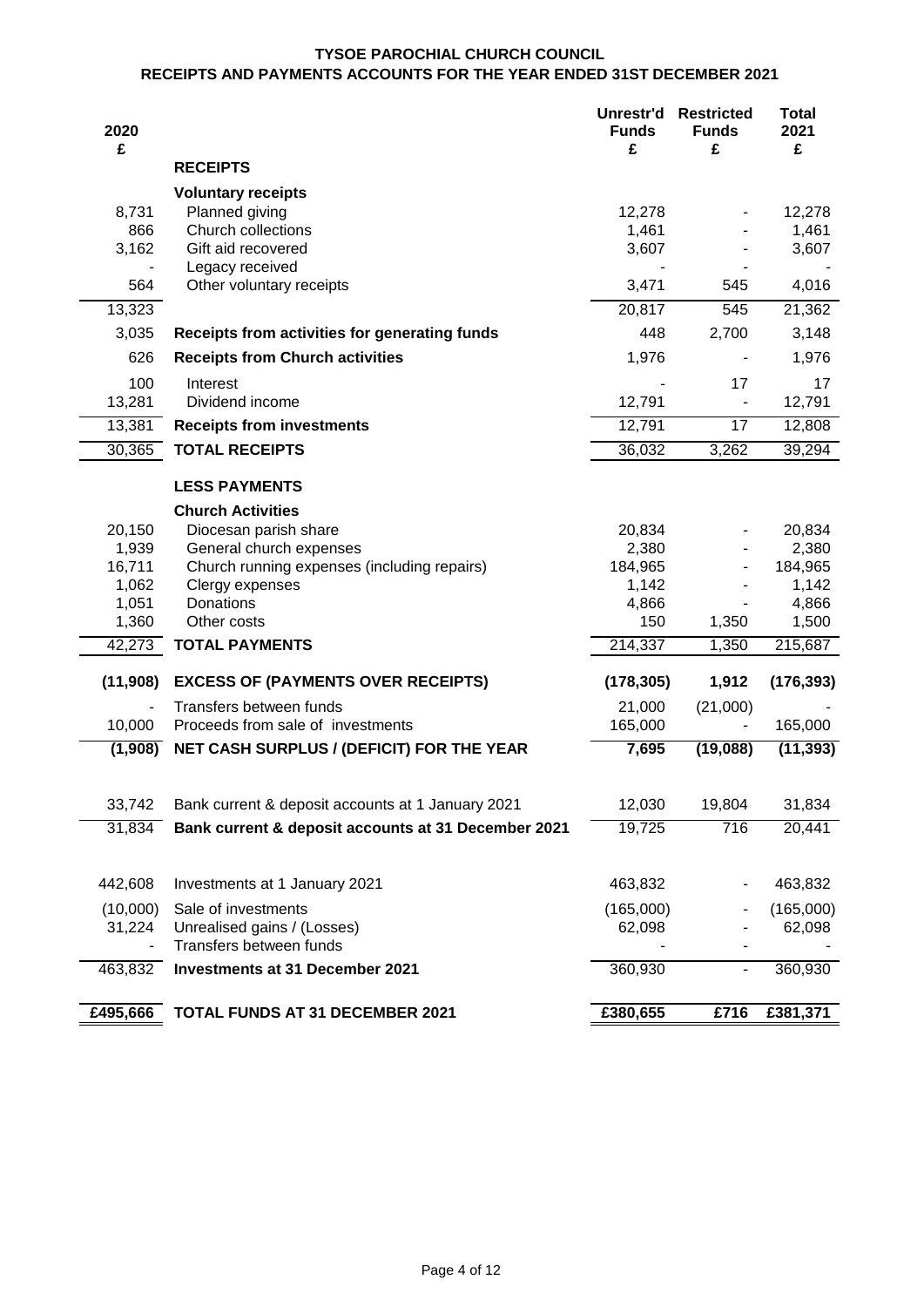# TYSOE PAROCHIAL CHURCH COUNCIL
## RECEIPTS AND PAYMENTS ACCOUNTS FOR THE YEAR ENDED 31ST DECEMBER 2021

| 2020 £ | | Unrestr'd Funds £ | Restricted Funds £ | Total 2021 £ |
|---|---|---|---|---|
| | **RECEIPTS** | | | |
| | **Voluntary receipts** | | | |
| 8,731 | Planned giving | 12,278 | - | 12,278 |
| 866 | Church collections | 1,461 | - | 1,461 |
| 3,162 | Gift aid recovered | 3,607 | - | 3,607 |
| - | Legacy received | - | - | - |
| 564 | Other voluntary receipts | 3,471 | 545 | 4,016 |
| 13,323 | | 20,817 | 545 | 21,362 |
| 3,035 | **Receipts from activities for generating funds** | 448 | 2,700 | 3,148 |
| 626 | **Receipts from Church activities** | 1,976 | - | 1,976 |
| 100 | Interest | - | 17 | 17 |
| 13,281 | Dividend income | 12,791 | - | 12,791 |
| 13,381 | **Receipts from investments** | 12,791 | 17 | 12,808 |
| 30,365 | **TOTAL RECEIPTS** | 36,032 | 3,262 | 39,294 |
| | **LESS PAYMENTS** | | | |
| | **Church Activities** | | | |
| 20,150 | Diocesan parish share | 20,834 | - | 20,834 |
| 1,939 | General church expenses | 2,380 | - | 2,380 |
| 16,711 | Church running expenses (including repairs) | 184,965 | - | 184,965 |
| 1,062 | Clergy expenses | 1,142 | - | 1,142 |
| 1,051 | Donations | 4,866 | - | 4,866 |
| 1,360 | Other costs | 150 | 1,350 | 1,500 |
| 42,273 | **TOTAL PAYMENTS** | 214,337 | 1,350 | 215,687 |
| **(11,908)** | **EXCESS OF (PAYMENTS OVER RECEIPTS)** | **(178,305)** | **1,912** | **(176,393)** |
| - | Transfers between funds | 21,000 | (21,000) | - |
| 10,000 | Proceeds from sale of investments | 165,000 | - | 165,000 |
| **(1,908)** | **NET CASH SURPLUS / (DEFICIT) FOR THE YEAR** | **7,695** | **(19,088)** | **(11,393)** |
| 33,742 | Bank current & deposit accounts at 1 January 2021 | 12,030 | 19,804 | 31,834 |
| 31,834 | **Bank current & deposit accounts at 31 December 2021** | 19,725 | 716 | 20,441 |
| 442,608 | Investments at 1 January 2021 | 463,832 | - | 463,832 |
| (10,000) | Sale of investments | (165,000) | - | (165,000) |
| 31,224 | Unrealised gains / (Losses) | 62,098 | - | 62,098 |
| - | Transfers between funds | - | - | - |
| 463,832 | **Investments at 31 December 2021** | 360,930 | - | 360,930 |
| **£495,666** | **TOTAL FUNDS AT 31 DECEMBER 2021** | **£380,655** | **£716** | **£381,371** |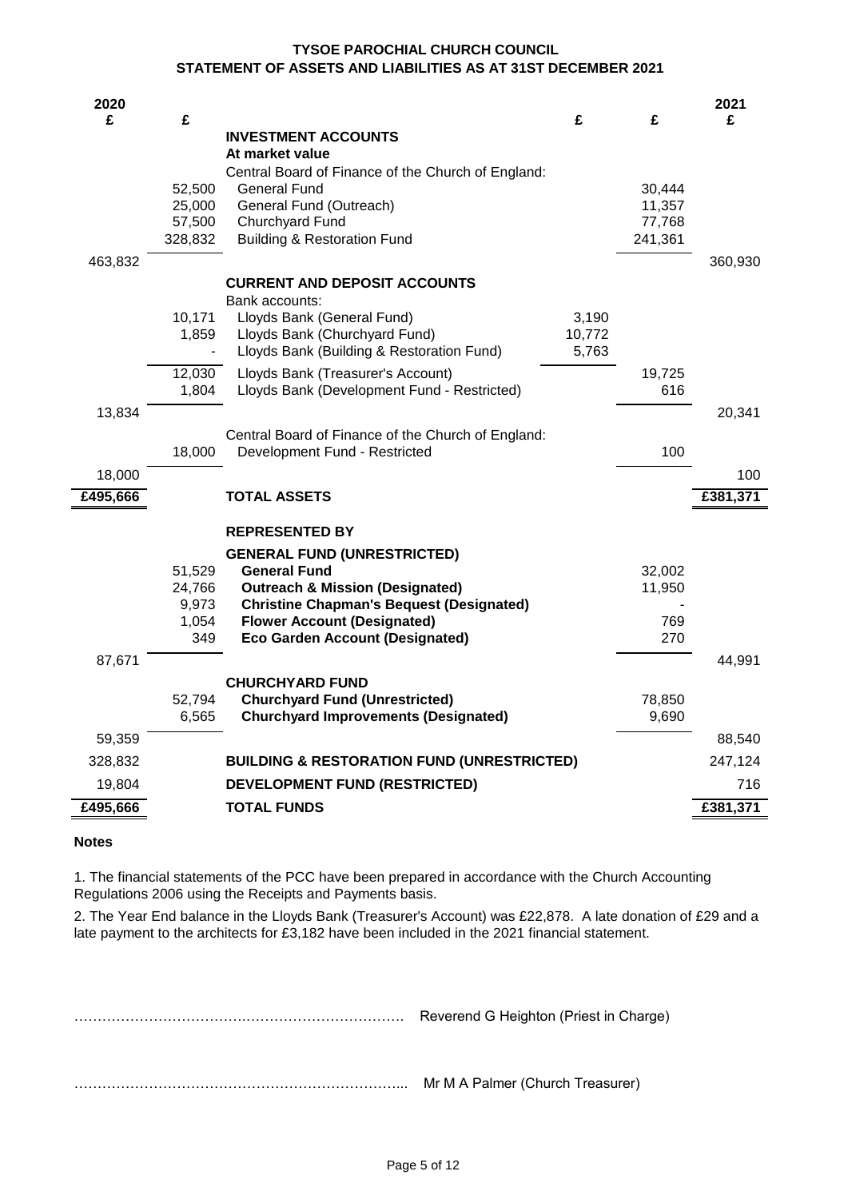## TYSOE PAROCHIAL CHURCH COUNCIL
## STATEMENT OF ASSETS AND LIABILITIES AS AT 31ST DECEMBER 2021

| 2020 £ | £ | | £ | £ | 2021 £ |
|---|---|---|---|---|---|
| | | **INVESTMENT ACCOUNTS** | | | |
| | | **At market value** | | | |
| | | Central Board of Finance of the Church of England: | | | |
| | 52,500 | General Fund | | 30,444 | |
| | 25,000 | General Fund (Outreach) | | 11,357 | |
| | 57,500 | Churchyard Fund | | 77,768 | |
| | 328,832 | Building & Restoration Fund | | 241,361 | |
| 463,832 | | | | | 360,930 |
| | | **CURRENT AND DEPOSIT ACCOUNTS** | | | |
| | | Bank accounts: | | | |
| | 10,171 | Lloyds Bank (General Fund) | 3,190 | | |
| | 1,859 | Lloyds Bank (Churchyard Fund) | 10,772 | | |
| | - | Lloyds Bank (Building & Restoration Fund) | 5,763 | | |
| | 12,030 | Lloyds Bank (Treasurer's Account) | | 19,725 | |
| | 1,804 | Lloyds Bank (Development Fund - Restricted) | | 616 | |
| 13,834 | | | | | 20,341 |
| | | Central Board of Finance of the Church of England: | | | |
| | 18,000 | Development Fund - Restricted | | 100 | |
| 18,000 | | | | | 100 |
| **£495,666** | | **TOTAL ASSETS** | | | **£381,371** |
| | | **REPRESENTED BY** | | | |
| | | **GENERAL FUND (UNRESTRICTED)** | | | |
| | 51,529 | **General Fund** | | 32,002 | |
| | 24,766 | **Outreach & Mission (Designated)** | | 11,950 | |
| | 9,973 | **Christine Chapman's Bequest (Designated)** | | - | |
| | 1,054 | **Flower Account (Designated)** | | 769 | |
| | 349 | **Eco Garden Account (Designated)** | | 270 | |
| 87,671 | | | | | 44,991 |
| | | **CHURCHYARD FUND** | | | |
| | 52,794 | **Churchyard Fund (Unrestricted)** | | 78,850 | |
| | 6,565 | **Churchyard Improvements (Designated)** | | 9,690 | |
| 59,359 | | | | | 88,540 |
| 328,832 | | **BUILDING & RESTORATION FUND (UNRESTRICTED)** | | | 247,124 |
| 19,804 | | **DEVELOPMENT FUND (RESTRICTED)** | | | 716 |
| **£495,666** | | **TOTAL FUNDS** | | | **£381,371** |

**Notes**

1. The financial statements of the PCC have been prepared in accordance with the Church Accounting Regulations 2006 using the Receipts and Payments basis.

2. The Year End balance in the Lloyds Bank (Treasurer's Account) was £22,878. A late donation of £29 and a late payment to the architects for £3,182 have been included in the 2021 financial statement.

……………………………………………………………. Reverend G Heighton (Priest in Charge)

……………………………………………………………... Mr M A Palmer (Church Treasurer)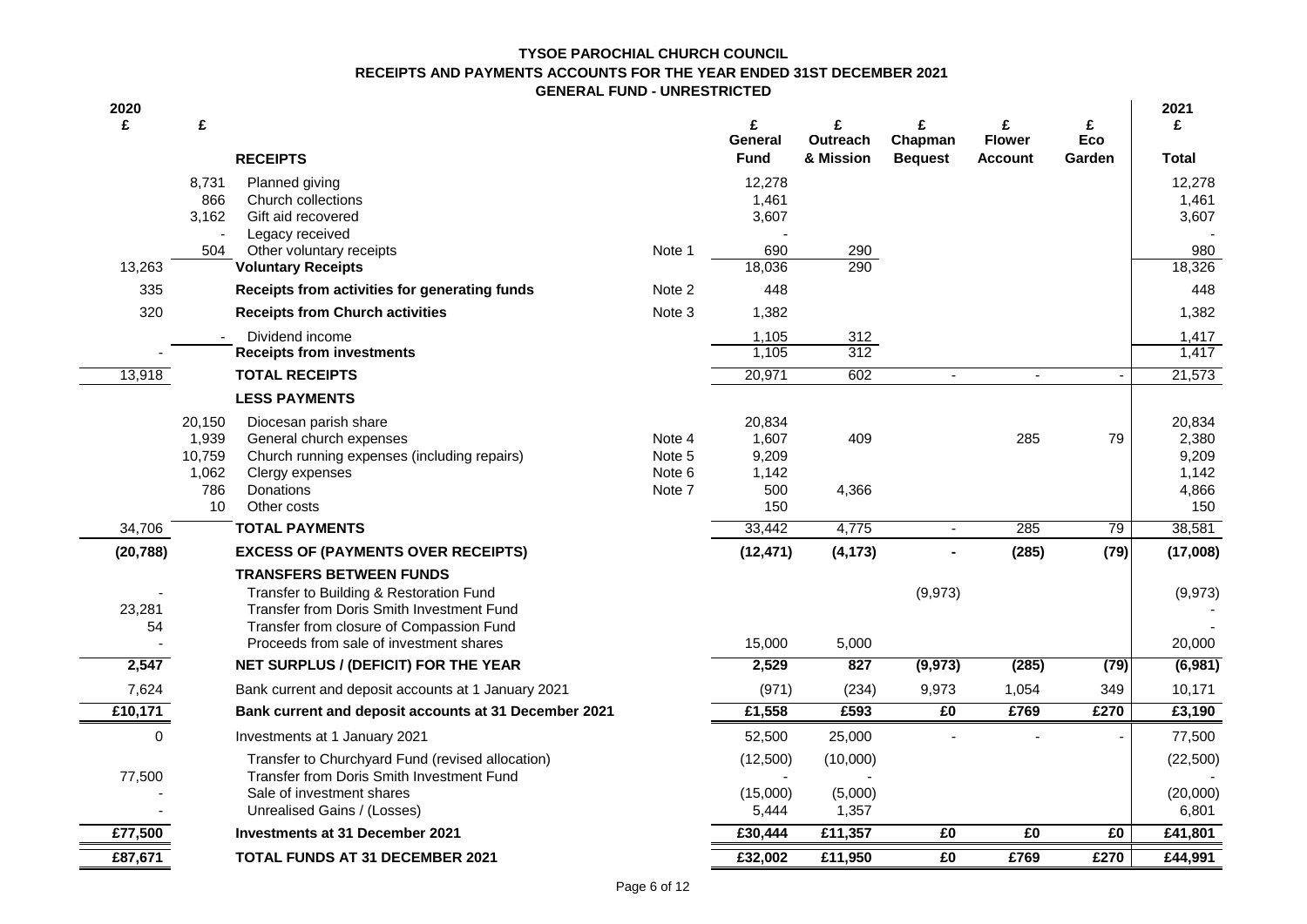# TYSOE PAROCHIAL CHURCH COUNCIL

## RECEIPTS AND PAYMENTS ACCOUNTS FOR THE YEAR ENDED 31ST DECEMBER 2021

### GENERAL FUND - UNRESTRICTED

| 2020 £ | £ | | | £ General Fund | £ Outreach & Mission | £ Chapman Bequest | £ Flower Account | £ Eco Garden | 2021 £ Total |
|---|---|---|---|---|---|---|---|---|---|
| | | **RECEIPTS** | | | | | | | |
| | 8,731 | Planned giving | | 12,278 | | | | | 12,278 |
| | 866 | Church collections | | 1,461 | | | | | 1,461 |
| | 3,162 | Gift aid recovered | | 3,607 | | | | | 3,607 |
| | - | Legacy received | | - | | | | | - |
| | 504 | Other voluntary receipts | Note 1 | 690 | 290 | | | | 980 |
| 13,263 | | **Voluntary Receipts** | | 18,036 | 290 | | | | 18,326 |
| 335 | | **Receipts from activities for generating funds** | Note 2 | 448 | | | | | 448 |
| 320 | | **Receipts from Church activities** | Note 3 | 1,382 | | | | | 1,382 |
| | - | Dividend income | | 1,105 | 312 | | | | 1,417 |
| - | | **Receipts from investments** | | 1,105 | 312 | | | | 1,417 |
| 13,918 | | **TOTAL RECEIPTS** | | 20,971 | 602 | - | - | - | 21,573 |
| | | **LESS PAYMENTS** | | | | | | | |
| | 20,150 | Diocesan parish share | | 20,834 | | | | | 20,834 |
| | 1,939 | General church expenses | Note 4 | 1,607 | 409 | | 285 | 79 | 2,380 |
| | 10,759 | Church running expenses (including repairs) | Note 5 | 9,209 | | | | | 9,209 |
| | 1,062 | Clergy expenses | Note 6 | 1,142 | | | | | 1,142 |
| | 786 | Donations | Note 7 | 500 | 4,366 | | | | 4,866 |
| | 10 | Other costs | | 150 | | | | | 150 |
| 34,706 | | **TOTAL PAYMENTS** | | 33,442 | 4,775 | - | 285 | 79 | 38,581 |
| **(20,788)** | | **EXCESS OF (PAYMENTS OVER RECEIPTS)** | | **(12,471)** | **(4,173)** | **-** | **(285)** | **(79)** | **(17,008)** |
| | | **TRANSFERS BETWEEN FUNDS** | | | | | | | |
| - | | Transfer to Building & Restoration Fund | | | | (9,973) | | | (9,973) |
| 23,281 | | Transfer from Doris Smith Investment Fund | | | | | | | - |
| 54 | | Transfer from closure of Compassion Fund | | | | | | | - |
| - | | Proceeds from sale of investment shares | | 15,000 | 5,000 | | | | 20,000 |
| **2,547** | | **NET SURPLUS / (DEFICIT) FOR THE YEAR** | | **2,529** | **827** | **(9,973)** | **(285)** | **(79)** | **(6,981)** |
| 7,624 | | Bank current and deposit accounts at 1 January 2021 | | (971) | (234) | 9,973 | 1,054 | 349 | 10,171 |
| **£10,171** | | **Bank current and deposit accounts at 31 December 2021** | | **£1,558** | **£593** | **£0** | **£769** | **£270** | **£3,190** |
| 0 | | Investments at 1 January 2021 | | 52,500 | 25,000 | - | - | - | 77,500 |
| | | Transfer to Churchyard Fund (revised allocation) | | (12,500) | (10,000) | | | | (22,500) |
| 77,500 | | Transfer from Doris Smith Investment Fund | | - | - | | | | - |
| - | | Sale of investment shares | | (15,000) | (5,000) | | | | (20,000) |
| - | | Unrealised Gains / (Losses) | | 5,444 | 1,357 | | | | 6,801 |
| **£77,500** | | **Investments at 31 December 2021** | | **£30,444** | **£11,357** | **£0** | **£0** | **£0** | **£41,801** |
| **£87,671** | | **TOTAL FUNDS AT 31 DECEMBER 2021** | | **£32,002** | **£11,950** | **£0** | **£769** | **£270** | **£44,991** |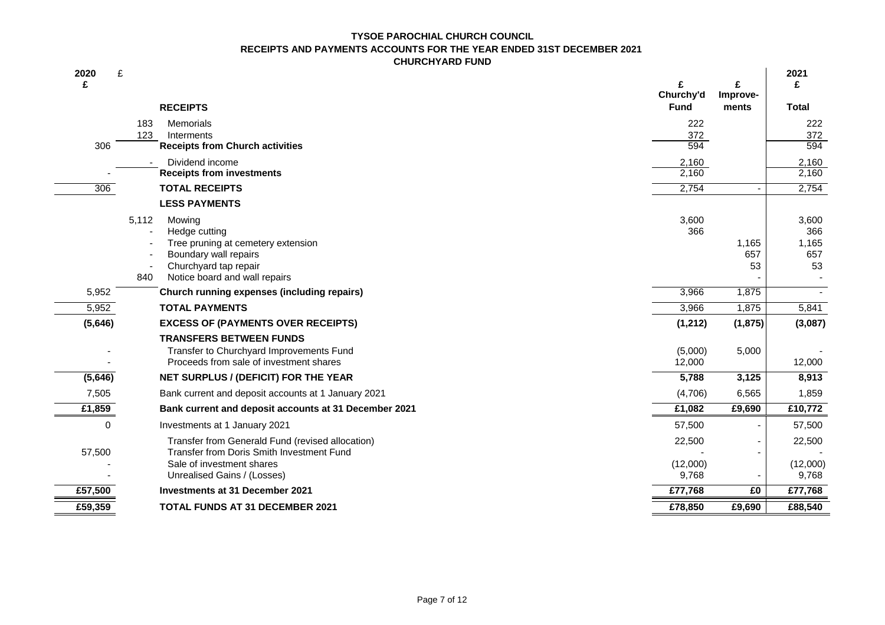**TYSOE PAROCHIAL CHURCH COUNCIL**
**RECEIPTS AND PAYMENTS ACCOUNTS FOR THE YEAR ENDED 31ST DECEMBER 2021**
**CHURCHYARD FUND**

| 2020 £ | £ | | £ Churchy'd Fund | £ Improve-ments | 2021 £ Total |
|---|---|---|---|---|---|
| | | **RECEIPTS** | | | |
| | 183 | Memorials | 222 | | 222 |
| | 123 | Interments | 372 | | 372 |
| 306 | | **Receipts from Church activities** | 594 | | 594 |
| | - | Dividend income | 2,160 | | 2,160 |
| - | | **Receipts from investments** | 2,160 | | 2,160 |
| 306 | | **TOTAL RECEIPTS** | 2,754 | - | 2,754 |
| | | **LESS PAYMENTS** | | | |
| | 5,112 | Mowing | 3,600 | | 3,600 |
| | - | Hedge cutting | 366 | | 366 |
| | - | Tree pruning at cemetery extension | | 1,165 | 1,165 |
| | - | Boundary wall repairs | | 657 | 657 |
| | - | Churchyard tap repair | | 53 | 53 |
| | 840 | Notice board and wall repairs | | - | - |
| 5,952 | | **Church running expenses (including repairs)** | 3,966 | 1,875 | - |
| 5,952 | | **TOTAL PAYMENTS** | 3,966 | 1,875 | 5,841 |
| **(5,646)** | | **EXCESS OF (PAYMENTS OVER RECEIPTS)** | **(1,212)** | **(1,875)** | **(3,087)** |
| | | **TRANSFERS BETWEEN FUNDS** | | | |
| - | | Transfer to Churchyard Improvements Fund | (5,000) | 5,000 | - |
| - | | Proceeds from sale of investment shares | 12,000 | | 12,000 |
| **(5,646)** | | **NET SURPLUS / (DEFICIT) FOR THE YEAR** | **5,788** | **3,125** | **8,913** |
| 7,505 | | Bank current and deposit accounts at 1 January 2021 | (4,706) | 6,565 | 1,859 |
| **£1,859** | | **Bank current and deposit accounts at 31 December 2021** | **£1,082** | **£9,690** | **£10,772** |
| 0 | | Investments at 1 January 2021 | 57,500 | - | 57,500 |
| | | Transfer from Generald Fund (revised allocation) | 22,500 | - | 22,500 |
| 57,500 | | Transfer from Doris Smith Investment Fund | - | - | - |
| - | | Sale of investment shares | (12,000) | | (12,000) |
| - | | Unrealised Gains / (Losses) | 9,768 | - | 9,768 |
| **£57,500** | | **Investments at 31 December 2021** | **£77,768** | **£0** | **£77,768** |
| **£59,359** | | **TOTAL FUNDS AT 31 DECEMBER 2021** | **£78,850** | **£9,690** | **£88,540** |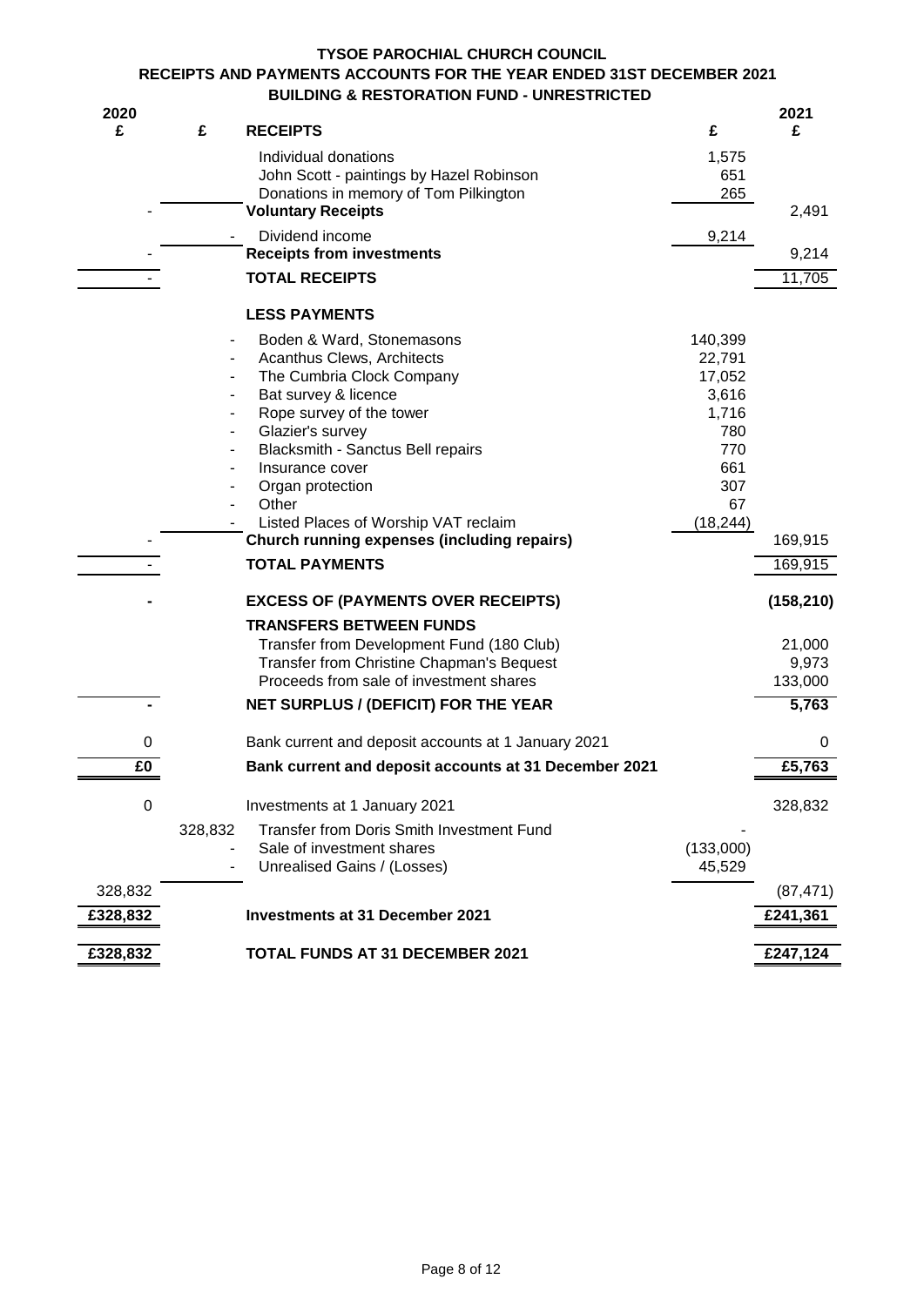# TYSOE PAROCHIAL CHURCH COUNCIL

## RECEIPTS AND PAYMENTS ACCOUNTS FOR THE YEAR ENDED 31ST DECEMBER 2021

### BUILDING & RESTORATION FUND - UNRESTRICTED

| 2020 £ | £ | RECEIPTS | £ | 2021 £ |
|---|---|---|---|---|
| | | Individual donations | 1,575 | |
| | | John Scott - paintings by Hazel Robinson | 651 | |
| | | Donations in memory of Tom Pilkington | 265 | |
| - | | **Voluntary Receipts** | | 2,491 |
| | - | Dividend income | 9,214 | |
| - | | **Receipts from investments** | | 9,214 |
| - | | **TOTAL RECEIPTS** | | 11,705 |
| | | **LESS PAYMENTS** | | |
| | - | Boden & Ward, Stonemasons | 140,399 | |
| | - | Acanthus Clews, Architects | 22,791 | |
| | - | The Cumbria Clock Company | 17,052 | |
| | - | Bat survey & licence | 3,616 | |
| | - | Rope survey of the tower | 1,716 | |
| | - | Glazier's survey | 780 | |
| | - | Blacksmith - Sanctus Bell repairs | 770 | |
| | - | Insurance cover | 661 | |
| | - | Organ protection | 307 | |
| | - | Other | 67 | |
| | - | Listed Places of Worship VAT reclaim | (18,244) | |
| - | | **Church running expenses (including repairs)** | | 169,915 |
| - | | **TOTAL PAYMENTS** | | 169,915 |
| - | | **EXCESS OF (PAYMENTS OVER RECEIPTS)** | | **(158,210)** |
| | | **TRANSFERS BETWEEN FUNDS** | | |
| | | Transfer from Development Fund (180 Club) | | 21,000 |
| | | Transfer from Christine Chapman's Bequest | | 9,973 |
| | | Proceeds from sale of investment shares | | 133,000 |
| - | | **NET SURPLUS / (DEFICIT) FOR THE YEAR** | | **5,763** |
| 0 | | Bank current and deposit accounts at 1 January 2021 | | 0 |
| **£0** | | **Bank current and deposit accounts at 31 December 2021** | | **£5,763** |
| 0 | | Investments at 1 January 2021 | | 328,832 |
| | 328,832 | Transfer from Doris Smith Investment Fund | - | |
| | - | Sale of investment shares | (133,000) | |
| | - | Unrealised Gains / (Losses) | 45,529 | |
| 328,832 | | | | (87,471) |
| **£328,832** | | **Investments at 31 December 2021** | | **£241,361** |
| **£328,832** | | **TOTAL FUNDS AT 31 DECEMBER 2021** | | **£247,124** |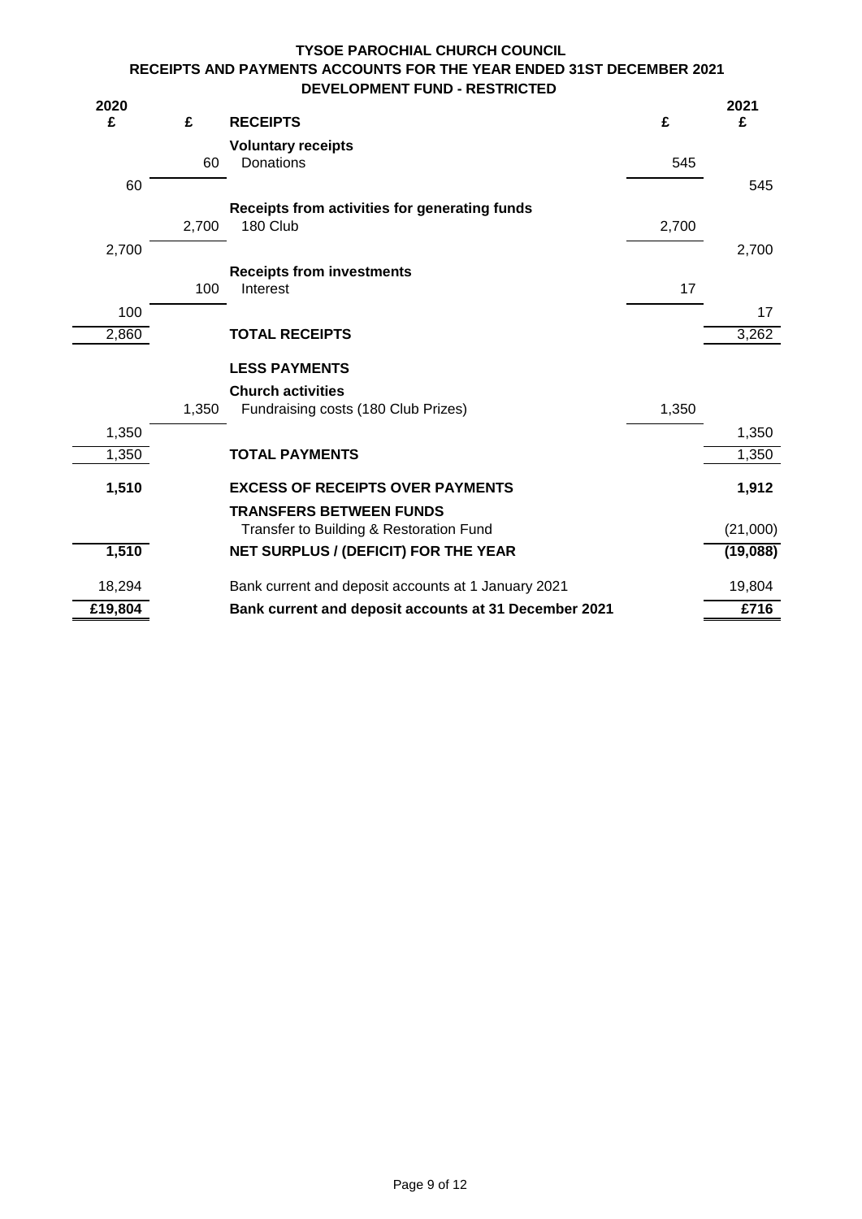# TYSOE PAROCHIAL CHURCH COUNCIL

## RECEIPTS AND PAYMENTS ACCOUNTS FOR THE YEAR ENDED 31ST DECEMBER 2021

### DEVELOPMENT FUND - RESTRICTED

| 2020 £ | £ | RECEIPTS | £ | 2021 £ |
|---|---|---|---|---|
| | | **Voluntary receipts** | | |
| | 60 | Donations | 545 | |
| 60 | | | | 545 |
| | | **Receipts from activities for generating funds** | | |
| | 2,700 | 180 Club | 2,700 | |
| 2,700 | | | | 2,700 |
| | | **Receipts from investments** | | |
| | 100 | Interest | 17 | |
| 100 | | | | 17 |
| 2,860 | | **TOTAL RECEIPTS** | | 3,262 |
| | | **LESS PAYMENTS** | | |
| | | **Church activities** | | |
| | 1,350 | Fundraising costs (180 Club Prizes) | 1,350 | |
| 1,350 | | | | 1,350 |
| 1,350 | | **TOTAL PAYMENTS** | | 1,350 |
| **1,510** | | **EXCESS OF RECEIPTS OVER PAYMENTS** | | **1,912** |
| | | **TRANSFERS BETWEEN FUNDS** | | |
| | | Transfer to Building & Restoration Fund | | (21,000) |
| **1,510** | | **NET SURPLUS / (DEFICIT) FOR THE YEAR** | | **(19,088)** |
| 18,294 | | Bank current and deposit accounts at 1 January 2021 | | 19,804 |
| **£19,804** | | **Bank current and deposit accounts at 31 December 2021** | | **£716** |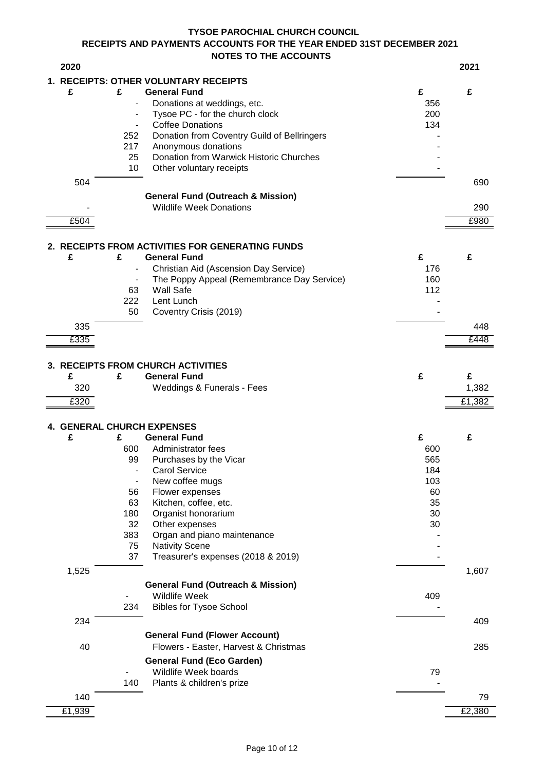# TYSOE PAROCHIAL CHURCH COUNCIL

## RECEIPTS AND PAYMENTS ACCOUNTS FOR THE YEAR ENDED 31ST DECEMBER 2021

## NOTES TO THE ACCOUNTS

| 2020 | | | | 2021 |
|---|---|---|---|---|
| | | **1. RECEIPTS: OTHER VOLUNTARY RECEIPTS** | | |
| £ | £ | **General Fund** | £ | £ |
| | - | Donations at weddings, etc. | 356 | |
| | - | Tysoe PC - for the church clock | 200 | |
| | - | Coffee Donations | 134 | |
| | 252 | Donation from Coventry Guild of Bellringers | - | |
| | 217 | Anonymous donations | - | |
| | 25 | Donation from Warwick Historic Churches | - | |
| | 10 | Other voluntary receipts | - | |
| 504 | | | | 690 |
| | | **General Fund (Outreach & Mission)** | | |
| - | | Wildlife Week Donations | | 290 |
| £504 | | | | £980 |
| | | **2. RECEIPTS FROM ACTIVITIES FOR GENERATING FUNDS** | | |
| £ | £ | **General Fund** | £ | £ |
| | - | Christian Aid (Ascension Day Service) | 176 | |
| | - | The Poppy Appeal (Remembrance Day Service) | 160 | |
| | 63 | Wall Safe | 112 | |
| | 222 | Lent Lunch | - | |
| | 50 | Coventry Crisis (2019) | - | |
| 335 | | | | 448 |
| £335 | | | | £448 |
| | | **3. RECEIPTS FROM CHURCH ACTIVITIES** | | |
| £ | £ | **General Fund** | £ | £ |
| 320 | | Weddings & Funerals - Fees | | 1,382 |
| £320 | | | | £1,382 |
| | | **4. GENERAL CHURCH EXPENSES** | | |
| £ | £ | **General Fund** | £ | £ |
| | 600 | Administrator fees | 600 | |
| | 99 | Purchases by the Vicar | 565 | |
| | - | Carol Service | 184 | |
| | - | New coffee mugs | 103 | |
| | 56 | Flower expenses | 60 | |
| | 63 | Kitchen, coffee, etc. | 35 | |
| | 180 | Organist honorarium | 30 | |
| | 32 | Other expenses | 30 | |
| | 383 | Organ and piano maintenance | - | |
| | 75 | Nativity Scene | - | |
| | 37 | Treasurer's expenses (2018 & 2019) | - | |
| 1,525 | | | | 1,607 |
| | | **General Fund (Outreach & Mission)** | | |
| | - | Wildlife Week | 409 | |
| | 234 | Bibles for Tysoe School | - | |
| 234 | | | | 409 |
| | | **General Fund (Flower Account)** | | |
| 40 | | Flowers - Easter, Harvest & Christmas | | 285 |
| | | **General Fund (Eco Garden)** | | |
| | - | Wildlife Week boards | 79 | |
| | 140 | Plants & children's prize | - | |
| 140 | | | | 79 |
| £1,939 | | | | £2,380 |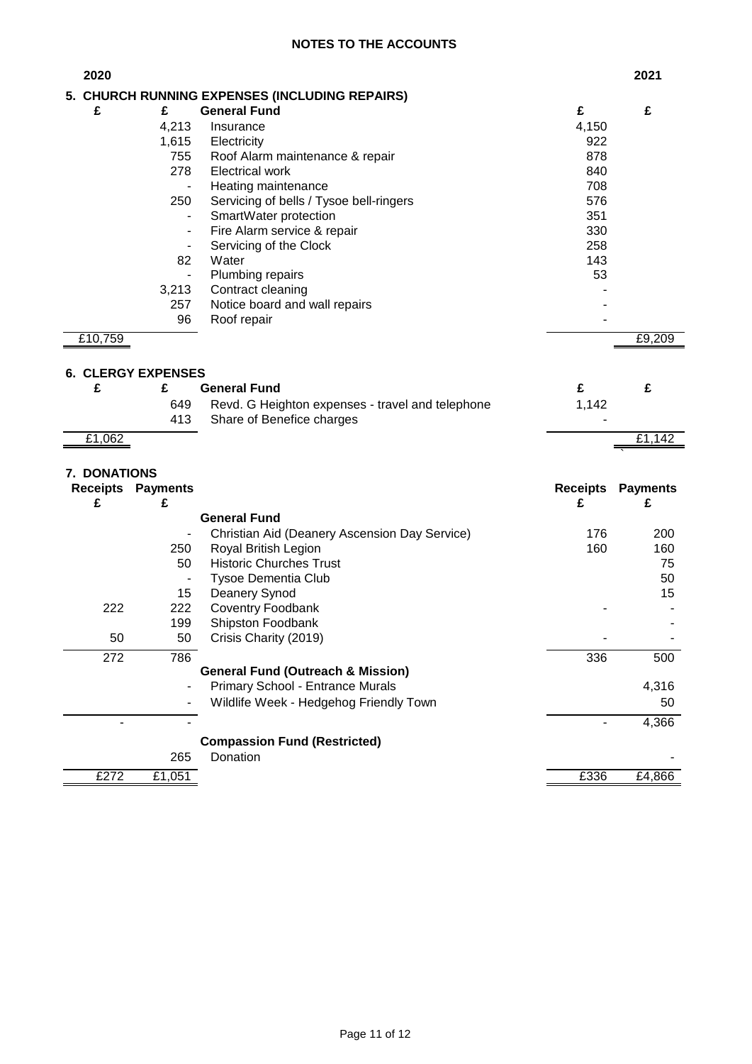# NOTES TO THE ACCOUNTS

## 5. CHURCH RUNNING EXPENSES (INCLUDING REPAIRS)

| 2020 £ | 2020 £ | General Fund | 2021 £ | 2021 £ |
|---|---|---|---|---|
| | 4,213 | Insurance | 4,150 | |
| | 1,615 | Electricity | 922 | |
| | 755 | Roof Alarm maintenance & repair | 878 | |
| | 278 | Electrical work | 840 | |
| | - | Heating maintenance | 708 | |
| | 250 | Servicing of bells / Tysoe bell-ringers | 576 | |
| | - | SmartWater protection | 351 | |
| | - | Fire Alarm service & repair | 330 | |
| | - | Servicing of the Clock | 258 | |
| | 82 | Water | 143 | |
| | - | Plumbing repairs | 53 | |
| | 3,213 | Contract cleaning | - | |
| | 257 | Notice board and wall repairs | - | |
| | 96 | Roof repair | - | |
| £10,759 | | | | £9,209 |

## 6. CLERGY EXPENSES

| 2020 £ | 2020 £ | General Fund | 2021 £ | 2021 £ |
|---|---|---|---|---|
| | 649 | Revd. G Heighton expenses - travel and telephone | 1,142 | |
| | 413 | Share of Benefice charges | - | |
| £1,062 | | | | £1,142 |

## 7. DONATIONS

| 2020 Receipts £ | 2020 Payments £ | | 2021 Receipts £ | 2021 Payments £ |
|---|---|---|---|---|
| | | **General Fund** | | |
| | - | Christian Aid (Deanery Ascension Day Service) | 176 | 200 |
| | 250 | Royal British Legion | 160 | 160 |
| | 50 | Historic Churches Trust | | 75 |
| | - | Tysoe Dementia Club | | 50 |
| | 15 | Deanery Synod | | 15 |
| 222 | 222 | Coventry Foodbank | - | - |
| | 199 | Shipston Foodbank | | - |
| 50 | 50 | Crisis Charity (2019) | - | - |
| 272 | 786 | | 336 | 500 |
| | | **General Fund (Outreach & Mission)** | | |
| | - | Primary School - Entrance Murals | | 4,316 |
| | - | Wildlife Week - Hedgehog Friendly Town | | 50 |
| - | - | | - | 4,366 |
| | | **Compassion Fund (Restricted)** | | |
| | 265 | Donation | | - |
| £272 | £1,051 | | £336 | £4,866 |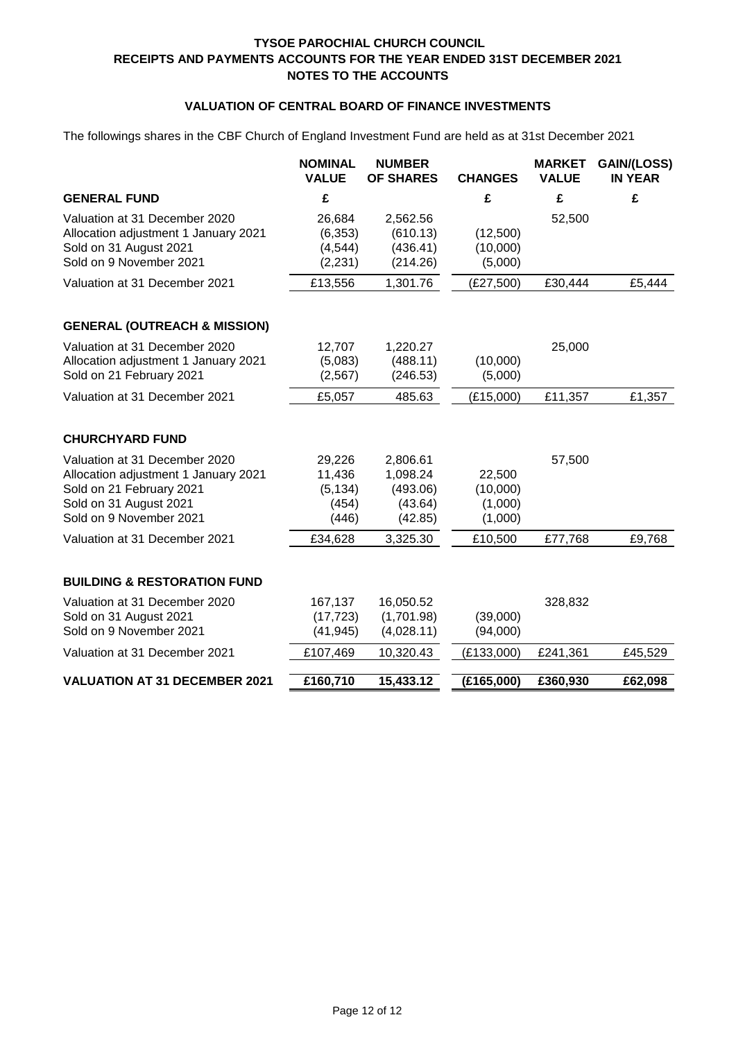# TYSOE PAROCHIAL CHURCH COUNCIL
## RECEIPTS AND PAYMENTS ACCOUNTS FOR THE YEAR ENDED 31ST DECEMBER 2021
## NOTES TO THE ACCOUNTS

### VALUATION OF CENTRAL BOARD OF FINANCE INVESTMENTS

The followings shares in the CBF Church of England Investment Fund are held as at 31st December 2021

| | NOMINAL VALUE | NUMBER OF SHARES | CHANGES | MARKET VALUE | GAIN/(LOSS) IN YEAR |
|---|---|---|---|---|---|
| **GENERAL FUND** | £ | | £ | £ | £ |
| Valuation at 31 December 2020 | 26,684 | 2,562.56 | | 52,500 | |
| Allocation adjustment 1 January 2021 | (6,353) | (610.13) | (12,500) | | |
| Sold on 31 August 2021 | (4,544) | (436.41) | (10,000) | | |
| Sold on 9 November 2021 | (2,231) | (214.26) | (5,000) | | |
| Valuation at 31 December 2021 | £13,556 | 1,301.76 | (£27,500) | £30,444 | £5,444 |
| | | | | | |
| **GENERAL (OUTREACH & MISSION)** | | | | | |
| Valuation at 31 December 2020 | 12,707 | 1,220.27 | | 25,000 | |
| Allocation adjustment 1 January 2021 | (5,083) | (488.11) | (10,000) | | |
| Sold on 21 February 2021 | (2,567) | (246.53) | (5,000) | | |
| Valuation at 31 December 2021 | £5,057 | 485.63 | (£15,000) | £11,357 | £1,357 |
| | | | | | |
| **CHURCHYARD FUND** | | | | | |
| Valuation at 31 December 2020 | 29,226 | 2,806.61 | | 57,500 | |
| Allocation adjustment 1 January 2021 | 11,436 | 1,098.24 | 22,500 | | |
| Sold on 21 February 2021 | (5,134) | (493.06) | (10,000) | | |
| Sold on 31 August 2021 | (454) | (43.64) | (1,000) | | |
| Sold on 9 November 2021 | (446) | (42.85) | (1,000) | | |
| Valuation at 31 December 2021 | £34,628 | 3,325.30 | £10,500 | £77,768 | £9,768 |
| | | | | | |
| **BUILDING & RESTORATION FUND** | | | | | |
| Valuation at 31 December 2020 | 167,137 | 16,050.52 | | 328,832 | |
| Sold on 31 August 2021 | (17,723) | (1,701.98) | (39,000) | | |
| Sold on 9 November 2021 | (41,945) | (4,028.11) | (94,000) | | |
| Valuation at 31 December 2021 | £107,469 | 10,320.43 | (£133,000) | £241,361 | £45,529 |
| | | | | | |
| **VALUATION AT 31 DECEMBER 2021** | **£160,710** | **15,433.12** | **(£165,000)** | **£360,930** | **£62,098** |